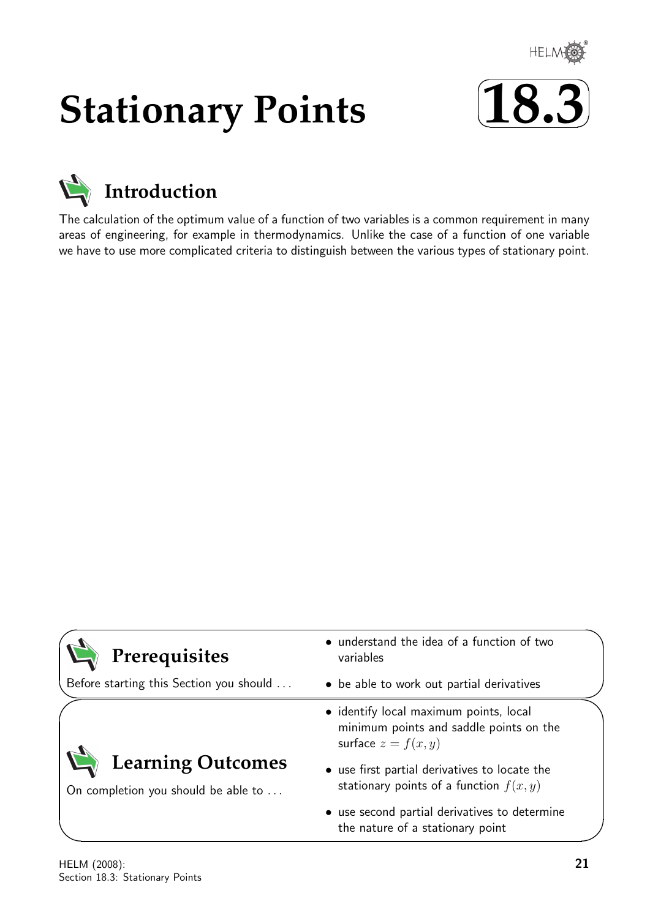# Stationary Points

# 18.3

## Introduction

The calculation of the optimum value of a function of two variables is a common requirement in many areas of engineering, for example in thermodynamics. Unlike the case of a function of one variable we have to use more complicated criteria to distinguish between the various types of stationary point.

## Prerequisites

Before starting this Section you should ...

- understand the idea of a function of two variables
- be able to work out partial derivatives

## Learning Outcomes

On completion you should be able to ...

- identify local maximum points, local minimum points and saddle points on the surface $z = f(x, y)$
- use first partial derivatives to locate the stationary points of a function $f(x, y)$
- use second partial derivatives to determine the nature of a stationary point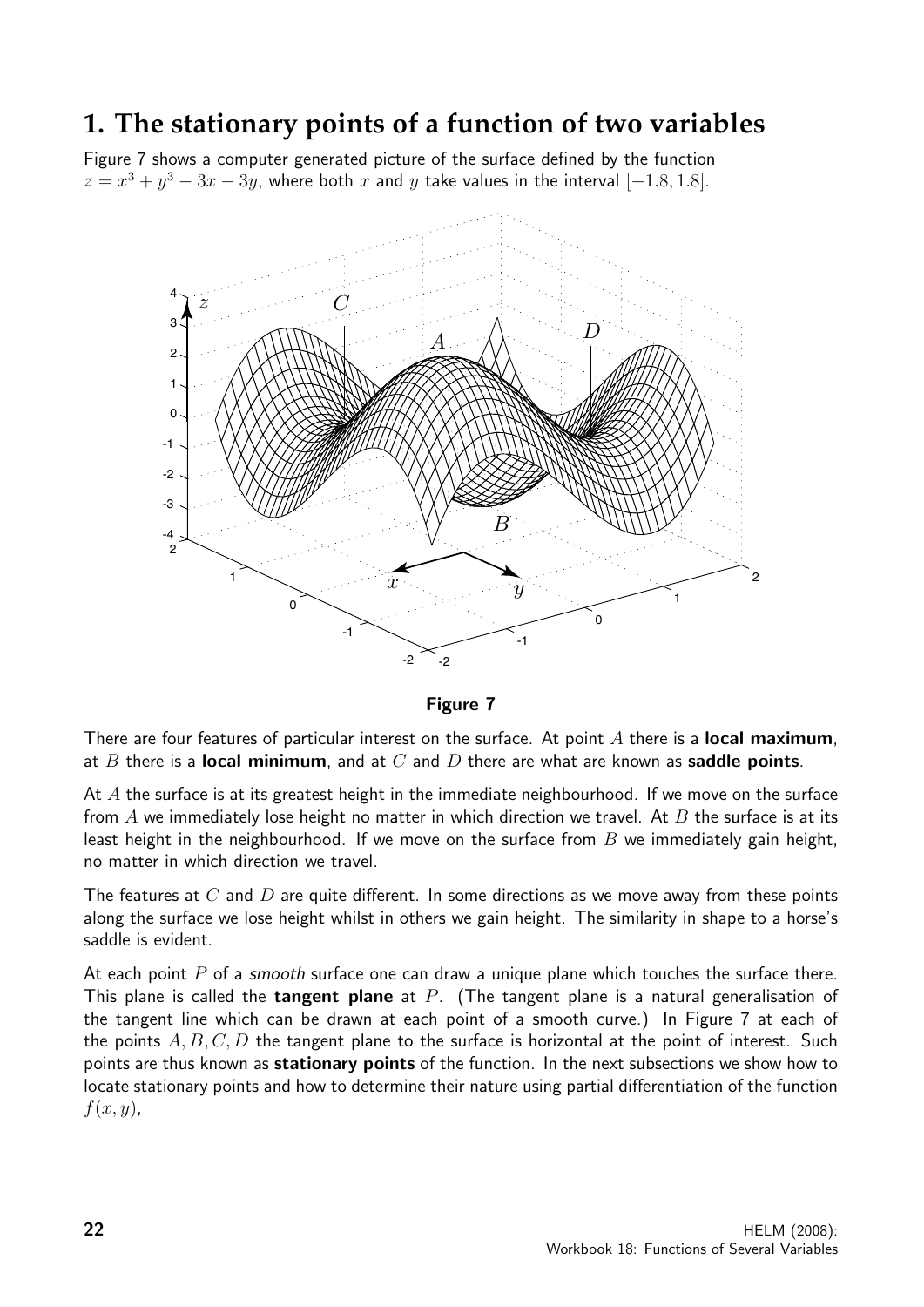## 1. The stationary points of a function of two variables

Figure 7 shows a computer generated picture of the surface defined by the function $z = x^3 + y^3 - 3x - 3y$, where both $x$ and $y$ take values in the interval $[-1.8, 1.8]$.

**Figure 7**

There are four features of particular interest on the surface. At point $A$ there is a **local maximum**, at $B$ there is a **local minimum**, and at $C$ and $D$ there are what are known as **saddle points**.

At $A$ the surface is at its greatest height in the immediate neighbourhood. If we move on the surface from $A$ we immediately lose height no matter in which direction we travel. At $B$ the surface is at its least height in the neighbourhood. If we move on the surface from $B$ we immediately gain height, no matter in which direction we travel.

The features at $C$ and $D$ are quite different. In some directions as we move away from these points along the surface we lose height whilst in others we gain height. The similarity in shape to a horse's saddle is evident.

At each point $P$ of a *smooth* surface one can draw a unique plane which touches the surface there. This plane is called the **tangent plane** at $P$. (The tangent plane is a natural generalisation of the tangent line which can be drawn at each point of a smooth curve.) In Figure 7 at each of the points $A, B, C, D$ the tangent plane to the surface is horizontal at the point of interest. Such points are thus known as **stationary points** of the function. In the next subsections we show how to locate stationary points and how to determine their nature using partial differentiation of the function $f(x, y)$,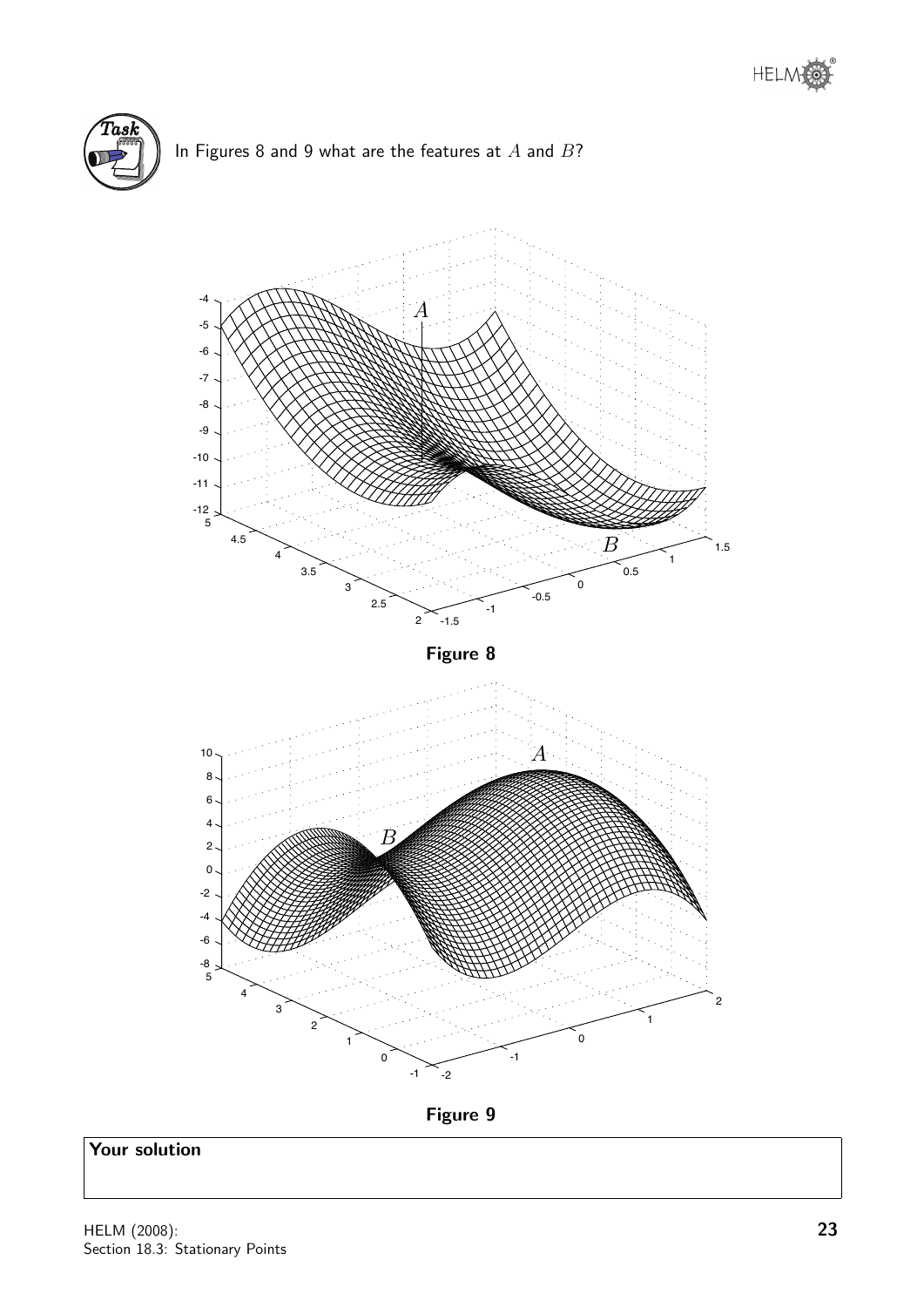**Task**

In Figures 8 and 9 what are the features at $A$ and $B$?

**Figure 8**

**Figure 9**

**Your solution**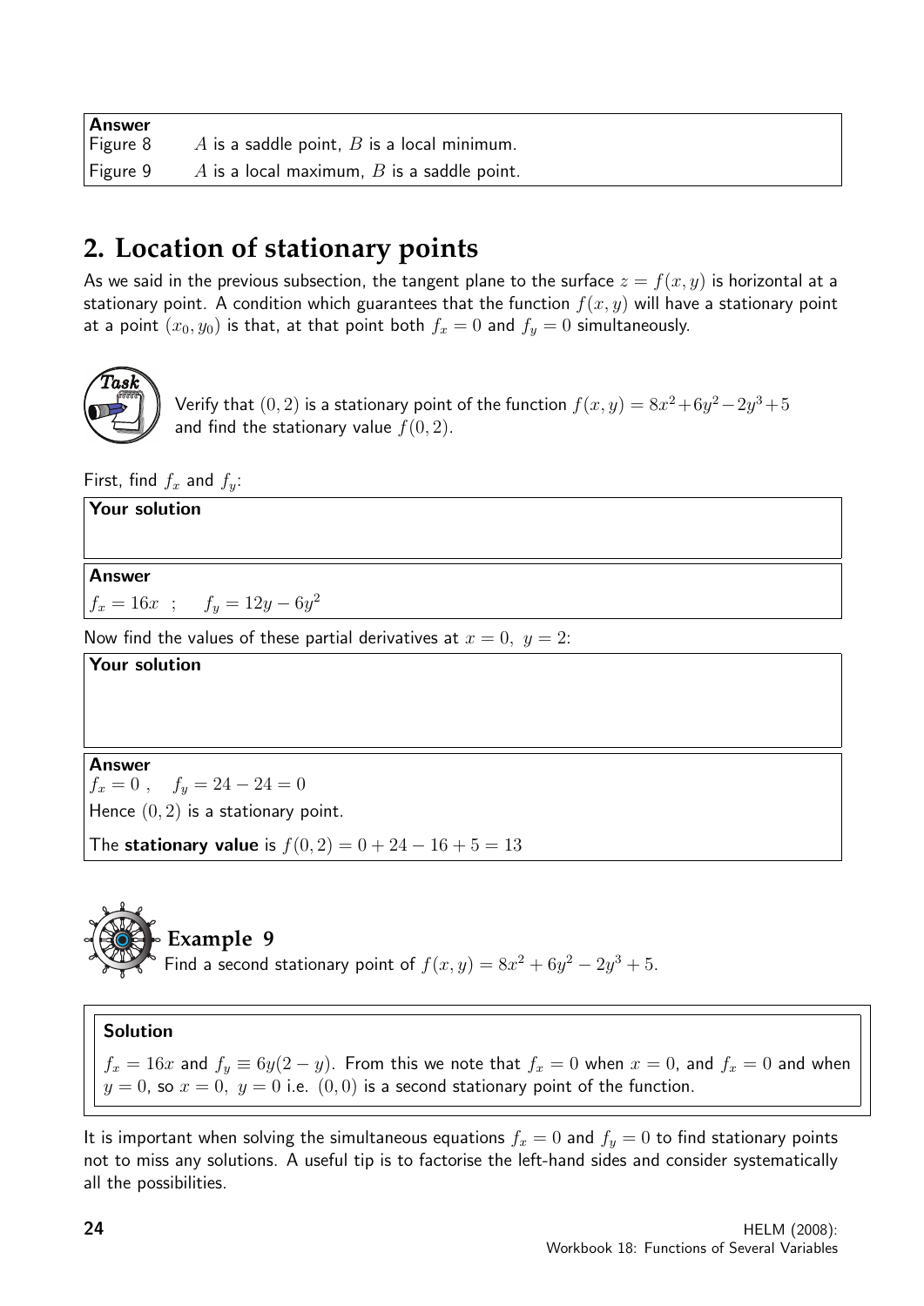**Answer**

Figure 8 $\quad A$ is a saddle point, $B$ is a local minimum.

Figure 9 $\quad A$ is a local maximum, $B$ is a saddle point.

## 2. Location of stationary points

As we said in the previous subsection, the tangent plane to the surface $z = f(x, y)$ is horizontal at a stationary point. A condition which guarantees that the function $f(x, y)$ will have a stationary point at a point $(x_0, y_0)$ is that, at that point both $f_x = 0$ and $f_y = 0$ simultaneously.

**Task**

Verify that $(0, 2)$ is a stationary point of the function $f(x, y) = 8x^2 + 6y^2 - 2y^3 + 5$ and find the stationary value $f(0, 2)$.

First, find $f_x$ and $f_y$:

**Your solution**

**Answer**

$f_x = 16x \;\; ; \quad f_y = 12y - 6y^2$

Now find the values of these partial derivatives at $x = 0, \; y = 2$:

**Your solution**

**Answer**

$f_x = 0 \; , \quad f_y = 24 - 24 = 0$

Hence $(0, 2)$ is a stationary point.

The **stationary value** is $f(0, 2) = 0 + 24 - 16 + 5 = 13$

### Example 9

Find a second stationary point of $f(x, y) = 8x^2 + 6y^2 - 2y^3 + 5$.

**Solution**

$f_x = 16x$ and $f_y \equiv 6y(2 - y)$. From this we note that $f_x = 0$ when $x = 0$, and $f_x = 0$ and when $y = 0$, so $x = 0, \; y = 0$ i.e. $(0, 0)$ is a second stationary point of the function.

It is important when solving the simultaneous equations $f_x = 0$ and $f_y = 0$ to find stationary points not to miss any solutions. A useful tip is to factorise the left-hand sides and consider systematically all the possibilities.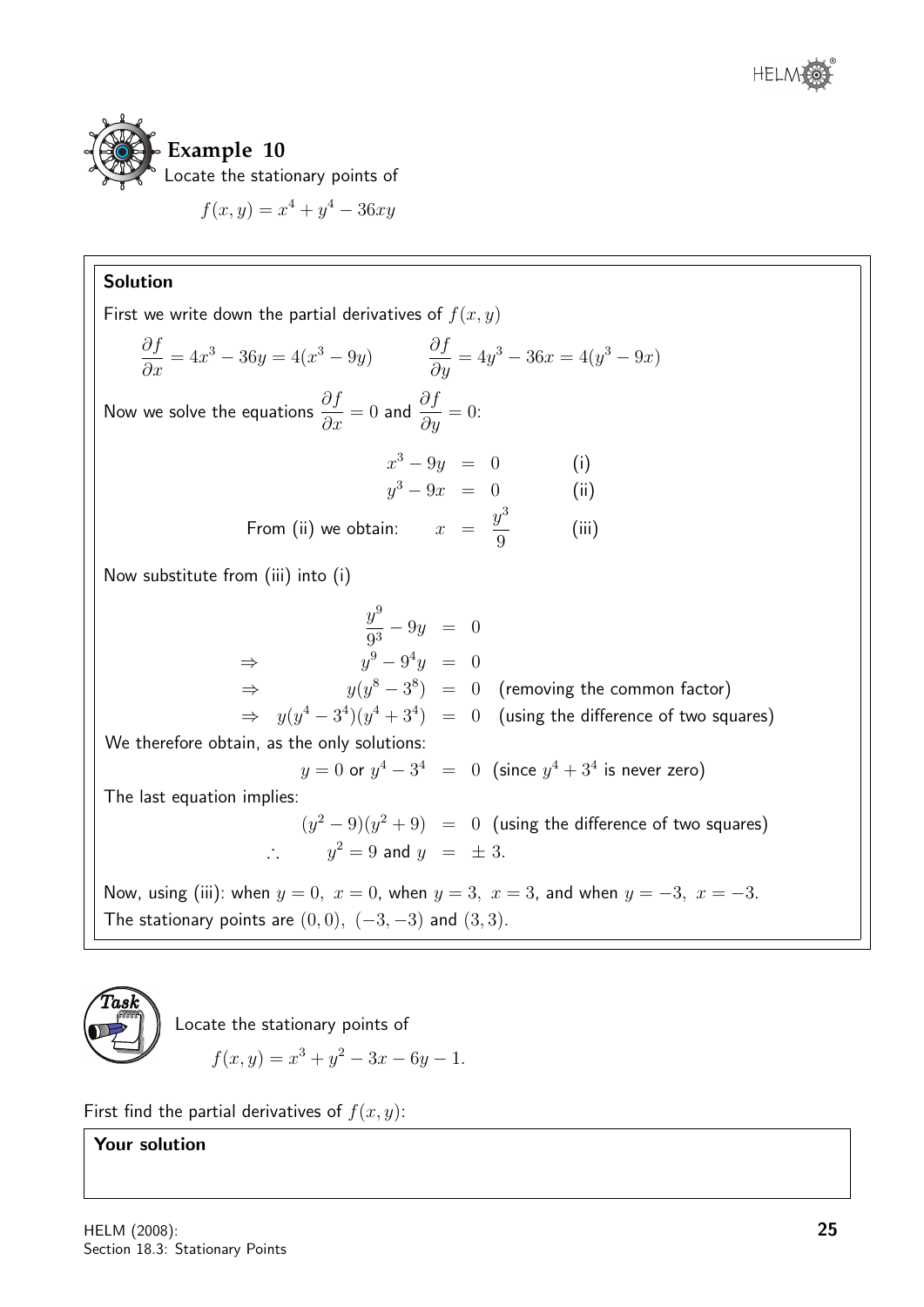## Example 10

Locate the stationary points of

$$f(x,y) = x^4 + y^4 - 36xy$$

**Solution**

First we write down the partial derivatives of $f(x,y)$

$$\frac{\partial f}{\partial x} = 4x^3 - 36y = 4(x^3 - 9y) \qquad \frac{\partial f}{\partial y} = 4y^3 - 36x = 4(y^3 - 9x)$$

Now we solve the equations $\frac{\partial f}{\partial x} = 0$ and $\frac{\partial f}{\partial y} = 0$:

$$\begin{aligned} x^3 - 9y &= 0 \qquad \text{(i)} \\ y^3 - 9x &= 0 \qquad \text{(ii)} \\ \text{From (ii) we obtain:} \quad x &= \frac{y^3}{9} \qquad \text{(iii)} \end{aligned}$$

Now substitute from (iii) into (i)

$$\begin{aligned} \frac{y^9}{9^3} - 9y &= 0 \\ \Rightarrow \qquad y^9 - 9^4 y &= 0 \\ \Rightarrow \qquad y(y^8 - 3^8) &= 0 \quad \text{(removing the common factor)} \\ \Rightarrow \quad y(y^4 - 3^4)(y^4 + 3^4) &= 0 \quad \text{(using the difference of two squares)} \end{aligned}$$

We therefore obtain, as the only solutions:

$$y = 0 \text{ or } y^4 - 3^4 = 0 \quad \text{(since } y^4 + 3^4 \text{ is never zero)}$$

The last equation implies:

$$\begin{aligned} (y^2 - 9)(y^2 + 9) &= 0 \quad \text{(using the difference of two squares)} \\ \therefore \qquad y^2 = 9 \text{ and } y &= \pm 3. \end{aligned}$$

Now, using (iii): when $y = 0$, $x = 0$, when $y = 3$, $x = 3$, and when $y = -3$, $x = -3$.
The stationary points are $(0,0)$, $(-3,-3)$ and $(3,3)$.

### Task

Locate the stationary points of

$$f(x,y) = x^3 + y^2 - 3x - 6y - 1.$$

First find the partial derivatives of $f(x,y)$:

**Your solution**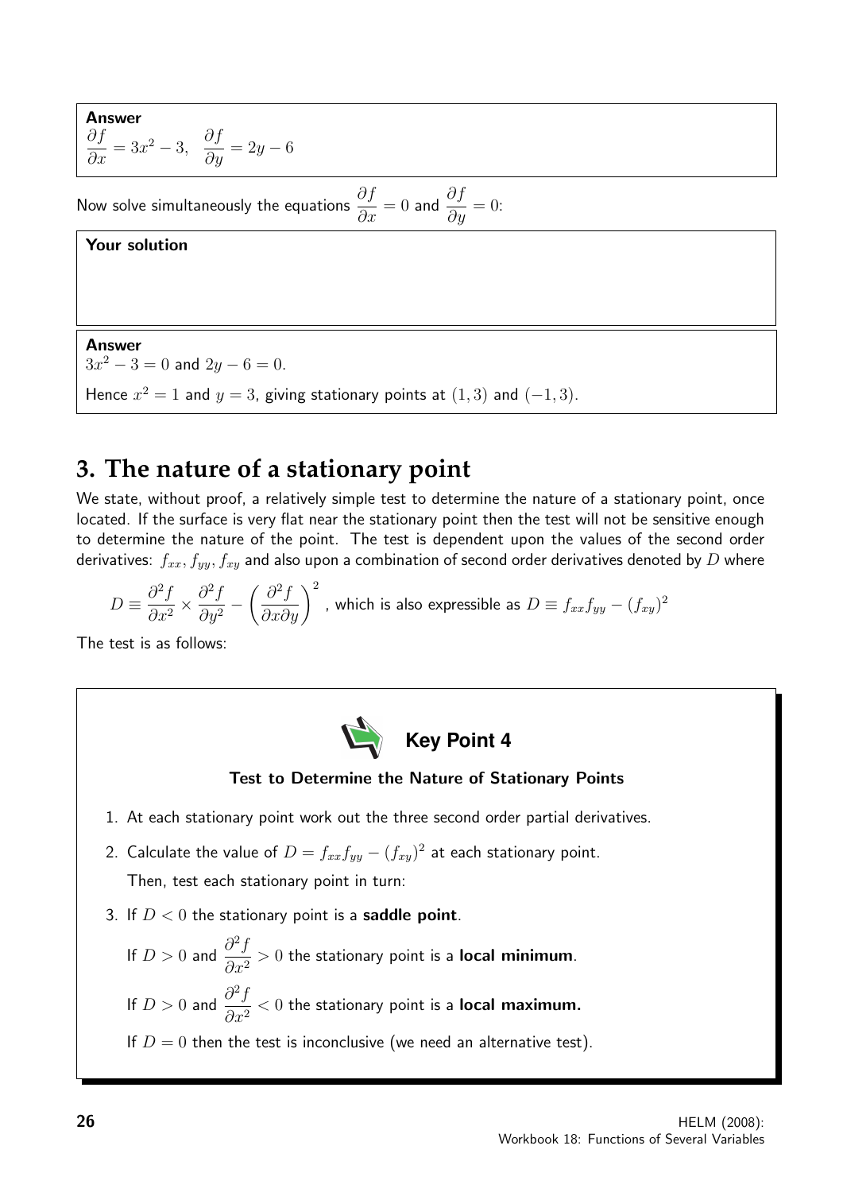**Answer**

$\dfrac{\partial f}{\partial x} = 3x^2 - 3, \quad \dfrac{\partial f}{\partial y} = 2y - 6$

Now solve simultaneously the equations $\dfrac{\partial f}{\partial x} = 0$ and $\dfrac{\partial f}{\partial y} = 0$:

**Your solution**

**Answer**

$3x^2 - 3 = 0$ and $2y - 6 = 0$.

Hence $x^2 = 1$ and $y = 3$, giving stationary points at $(1, 3)$ and $(-1, 3)$.

## 3. The nature of a stationary point

We state, without proof, a relatively simple test to determine the nature of a stationary point, once located. If the surface is very flat near the stationary point then the test will not be sensitive enough to determine the nature of the point. The test is dependent upon the values of the second order derivatives: $f_{xx}, f_{yy}, f_{xy}$ and also upon a combination of second order derivatives denoted by $D$ where

$$D \equiv \frac{\partial^2 f}{\partial x^2} \times \frac{\partial^2 f}{\partial y^2} - \left(\frac{\partial^2 f}{\partial x \partial y}\right)^2$$

, which is also expressible as $D \equiv f_{xx}f_{yy} - (f_{xy})^2$

The test is as follows:

**Key Point 4**

**Test to Determine the Nature of Stationary Points**

1. At each stationary point work out the three second order partial derivatives.
2. Calculate the value of $D = f_{xx}f_{yy} - (f_{xy})^2$ at each stationary point.

   Then, test each stationary point in turn:
3. If $D < 0$ the stationary point is a **saddle point**.

   If $D > 0$ and $\dfrac{\partial^2 f}{\partial x^2} > 0$ the stationary point is a **local minimum**.

   If $D > 0$ and $\dfrac{\partial^2 f}{\partial x^2} < 0$ the stationary point is a **local maximum.**

   If $D = 0$ then the test is inconclusive (we need an alternative test).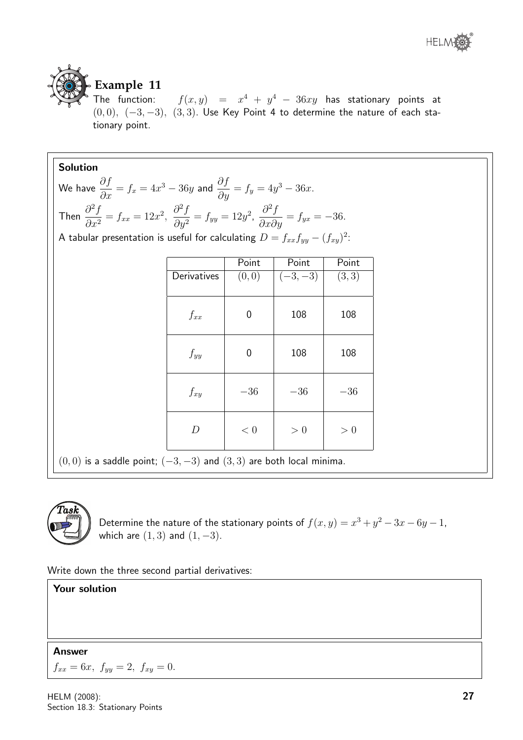## Example 11

The function: $f(x, y) = x^4 + y^4 - 36xy$ has stationary points at $(0, 0)$, $(-3, -3)$, $(3, 3)$. Use Key Point 4 to determine the nature of each stationary point.

**Solution**

We have $\dfrac{\partial f}{\partial x} = f_x = 4x^3 - 36y$ and $\dfrac{\partial f}{\partial y} = f_y = 4y^3 - 36x$.

Then $\dfrac{\partial^2 f}{\partial x^2} = f_{xx} = 12x^2$, $\dfrac{\partial^2 f}{\partial y^2} = f_{yy} = 12y^2$, $\dfrac{\partial^2 f}{\partial x \partial y} = f_{yx} = -36$.

A tabular presentation is useful for calculating $D = f_{xx}f_{yy} - (f_{xy})^2$:

| Derivatives | Point $(0, 0)$ | Point $(-3, -3)$ | Point $(3, 3)$ |
|---|---|---|---|
| $f_{xx}$ | 0 | 108 | 108 |
| $f_{yy}$ | 0 | 108 | 108 |
| $f_{xy}$ | $-36$ | $-36$ | $-36$ |
| $D$ | $< 0$ | $> 0$ | $> 0$ |

$(0, 0)$ is a saddle point; $(-3, -3)$ and $(3, 3)$ are both local minima.

**Task**

Determine the nature of the stationary points of $f(x, y) = x^3 + y^2 - 3x - 6y - 1$, which are $(1, 3)$ and $(1, -3)$.

Write down the three second partial derivatives:

**Your solution**

**Answer**

$f_{xx} = 6x, \; f_{yy} = 2, \; f_{xy} = 0.$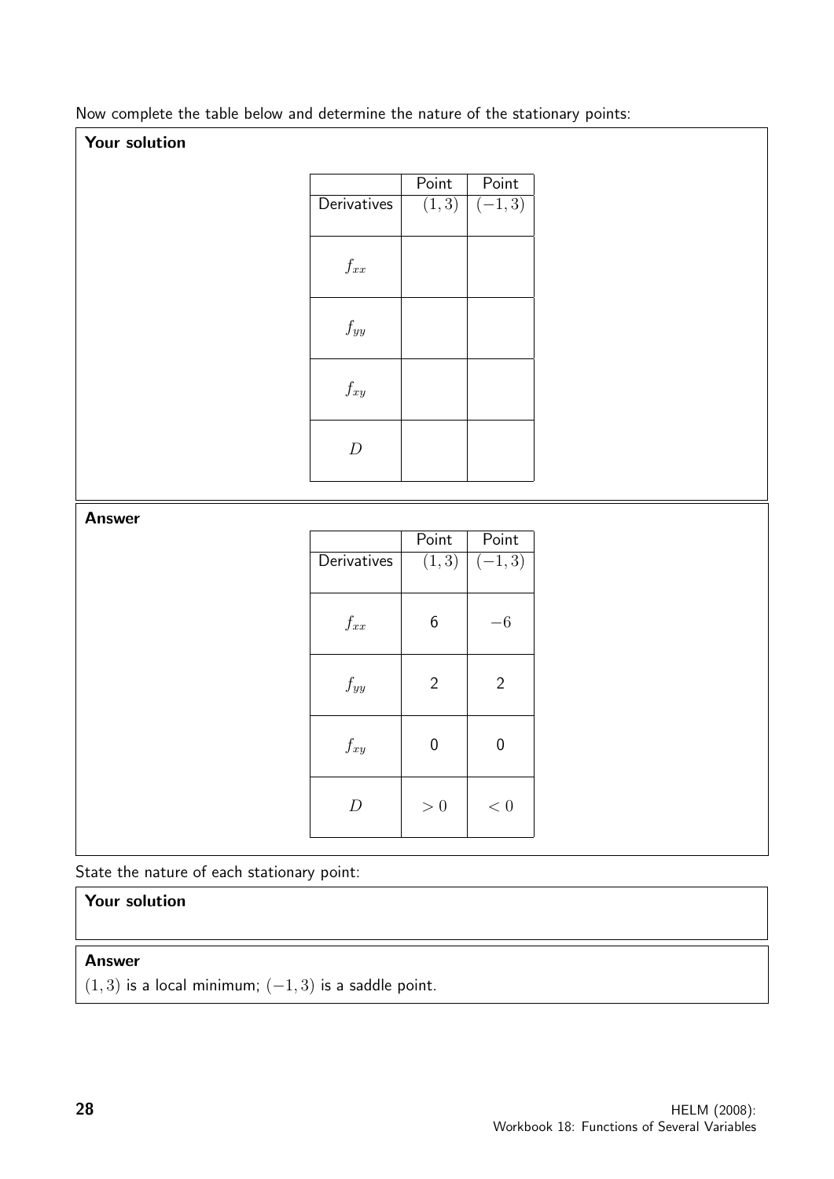Now complete the table below and determine the nature of the stationary points:

**Your solution**

| Derivatives | Point $(1,3)$ | Point $(-1,3)$ |
|---|---|---|
| $f_{xx}$ | | |
| $f_{yy}$ | | |
| $f_{xy}$ | | |
| $D$ | | |

**Answer**

| Derivatives | Point $(1,3)$ | Point $(-1,3)$ |
|---|---|---|
| $f_{xx}$ | 6 | $-6$ |
| $f_{yy}$ | 2 | 2 |
| $f_{xy}$ | 0 | 0 |
| $D$ | $>0$ | $<0$ |

State the nature of each stationary point:

**Your solution**

**Answer**

$(1,3)$ is a local minimum; $(-1,3)$ is a saddle point.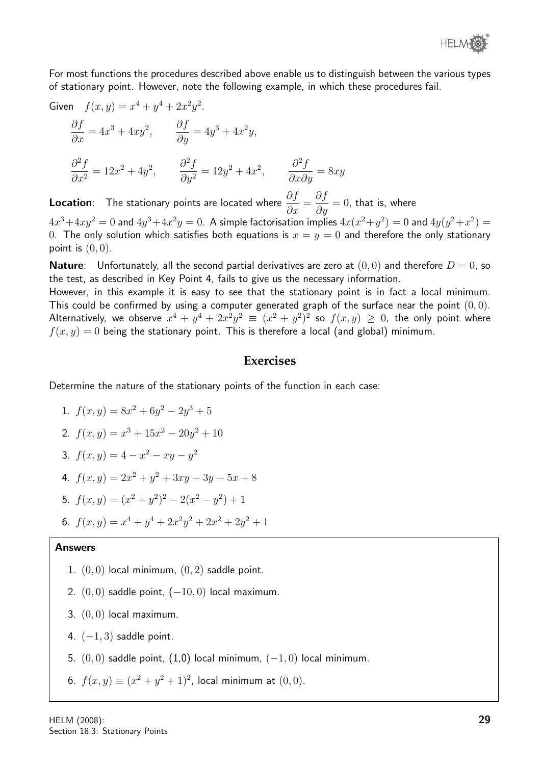For most functions the procedures described above enable us to distinguish between the various types of stationary point. However, note the following example, in which these procedures fail.

Given $f(x, y) = x^4 + y^4 + 2x^2y^2$.

$$\frac{\partial f}{\partial x} = 4x^3 + 4xy^2, \qquad \frac{\partial f}{\partial y} = 4y^3 + 4x^2y,$$

$$\frac{\partial^2 f}{\partial x^2} = 12x^2 + 4y^2, \qquad \frac{\partial^2 f}{\partial y^2} = 12y^2 + 4x^2, \qquad \frac{\partial^2 f}{\partial x \partial y} = 8xy$$

**Location**: The stationary points are located where $\dfrac{\partial f}{\partial x} = \dfrac{\partial f}{\partial y} = 0$, that is, where $4x^3+4xy^2 = 0$ and $4y^3+4x^2y = 0$. A simple factorisation implies $4x(x^2+y^2) = 0$ and $4y(y^2+x^2) = 0$. The only solution which satisfies both equations is $x = y = 0$ and therefore the only stationary point is $(0, 0)$.

**Nature**: Unfortunately, all the second partial derivatives are zero at $(0, 0)$ and therefore $D = 0$, so the test, as described in Key Point 4, fails to give us the necessary information.

However, in this example it is easy to see that the stationary point is in fact a local minimum. This could be confirmed by using a computer generated graph of the surface near the point $(0, 0)$. Alternatively, we observe $x^4 + y^4 + 2x^2y^2 \equiv (x^2 + y^2)^2$ so $f(x, y) \geq 0$, the only point where $f(x, y) = 0$ being the stationary point. This is therefore a local (and global) minimum.

## Exercises

Determine the nature of the stationary points of the function in each case:

1. $f(x, y) = 8x^2 + 6y^2 - 2y^3 + 5$
2. $f(x, y) = x^3 + 15x^2 - 20y^2 + 10$
3. $f(x, y) = 4 - x^2 - xy - y^2$
4. $f(x, y) = 2x^2 + y^2 + 3xy - 3y - 5x + 8$
5. $f(x, y) = (x^2 + y^2)^2 - 2(x^2 - y^2) + 1$
6. $f(x, y) = x^4 + y^4 + 2x^2y^2 + 2x^2 + 2y^2 + 1$

**Answers**

1. $(0, 0)$ local minimum, $(0, 2)$ saddle point.
2. $(0, 0)$ saddle point, $(-10, 0)$ local maximum.
3. $(0, 0)$ local maximum.
4. $(-1, 3)$ saddle point.
5. $(0, 0)$ saddle point, $(1,0)$ local minimum, $(-1, 0)$ local minimum.
6. $f(x, y) \equiv (x^2 + y^2 + 1)^2$, local minimum at $(0, 0)$.